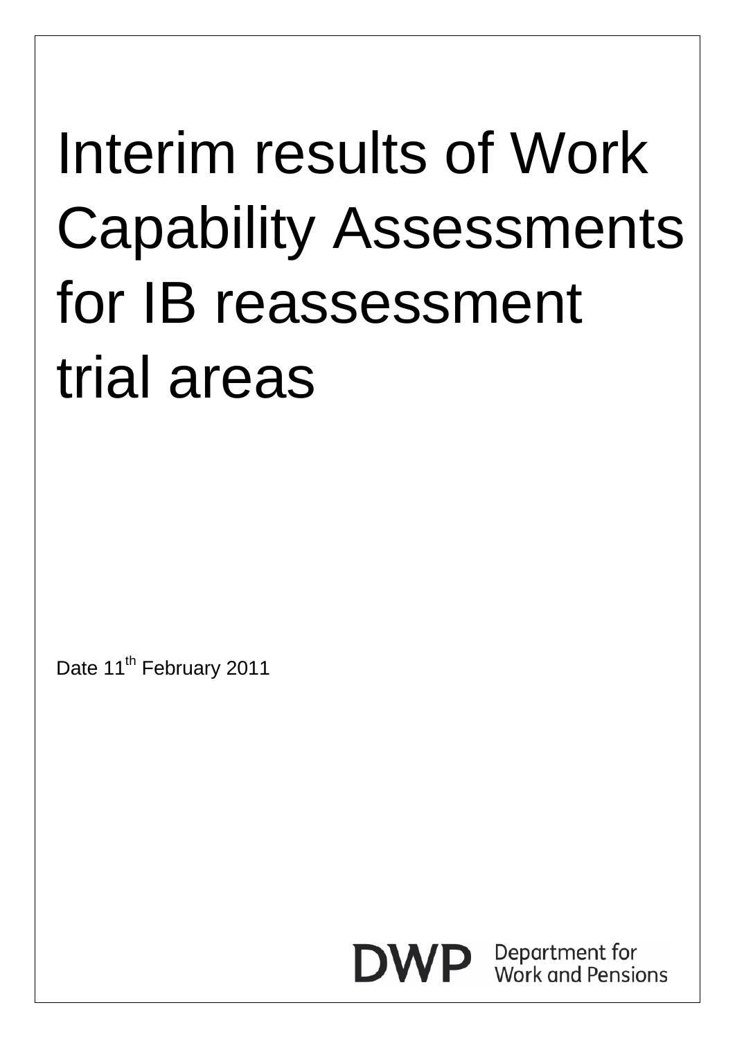# Interim results of Work Capability Assessments for IB reassessment trial areas

Date 11th February 2011

DWP Department for Work and Pensions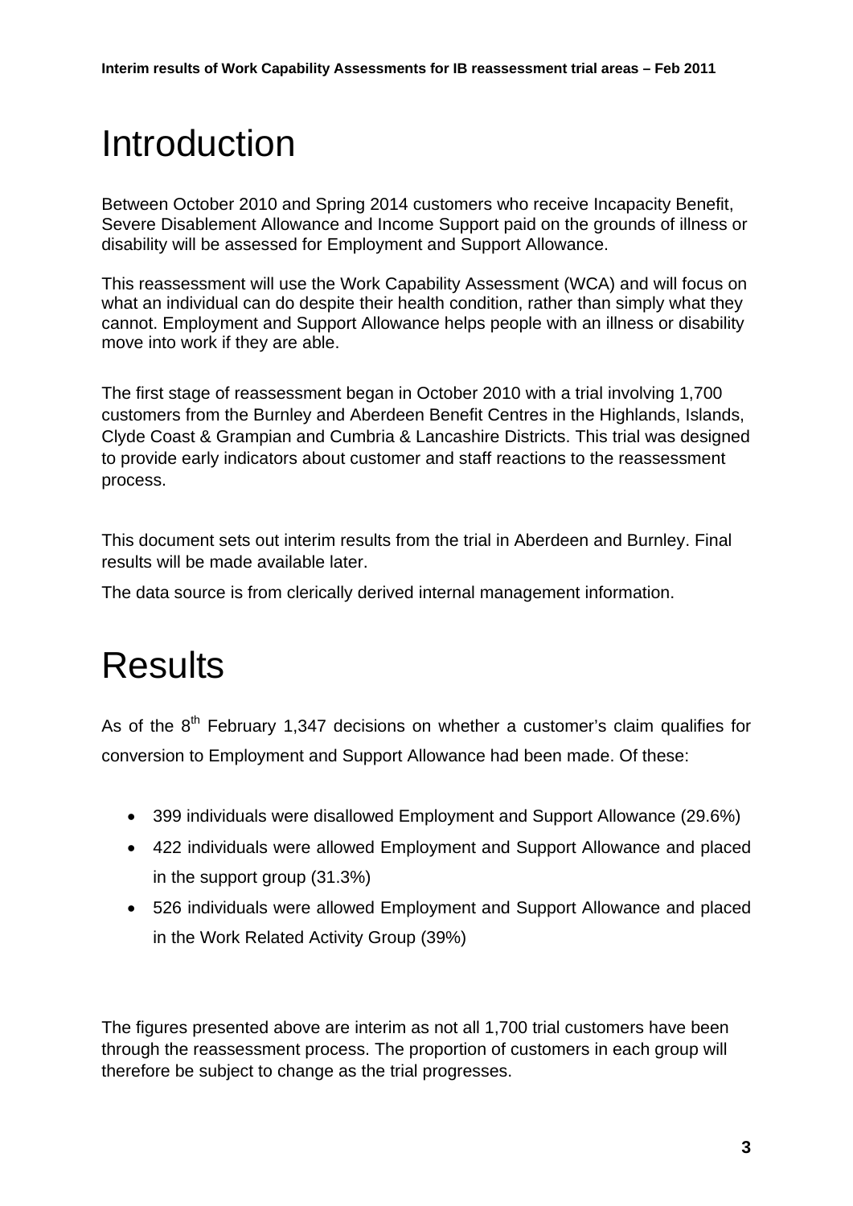# Introduction

Between October 2010 and Spring 2014 customers who receive Incapacity Benefit, Severe Disablement Allowance and Income Support paid on the grounds of illness or disability will be assessed for Employment and Support Allowance.

This reassessment will use the Work Capability Assessment (WCA) and will focus on what an individual can do despite their health condition, rather than simply what they cannot. Employment and Support Allowance helps people with an illness or disability move into work if they are able.

The first stage of reassessment began in October 2010 with a trial involving 1,700 customers from the Burnley and Aberdeen Benefit Centres in the Highlands, Islands, Clyde Coast & Grampian and Cumbria & Lancashire Districts. This trial was designed to provide early indicators about customer and staff reactions to the reassessment process.

This document sets out interim results from the trial in Aberdeen and Burnley. Final results will be made available later.

The data source is from clerically derived internal management information.

# Results

As of the 8th February 1,347 decisions on whether a customer's claim qualifies for conversion to Employment and Support Allowance had been made. Of these:

- 399 individuals were disallowed Employment and Support Allowance (29.6%)
- 422 individuals were allowed Employment and Support Allowance and placed in the support group (31.3%)
- 526 individuals were allowed Employment and Support Allowance and placed in the Work Related Activity Group (39%)

The figures presented above are interim as not all 1,700 trial customers have been through the reassessment process. The proportion of customers in each group will therefore be subject to change as the trial progresses.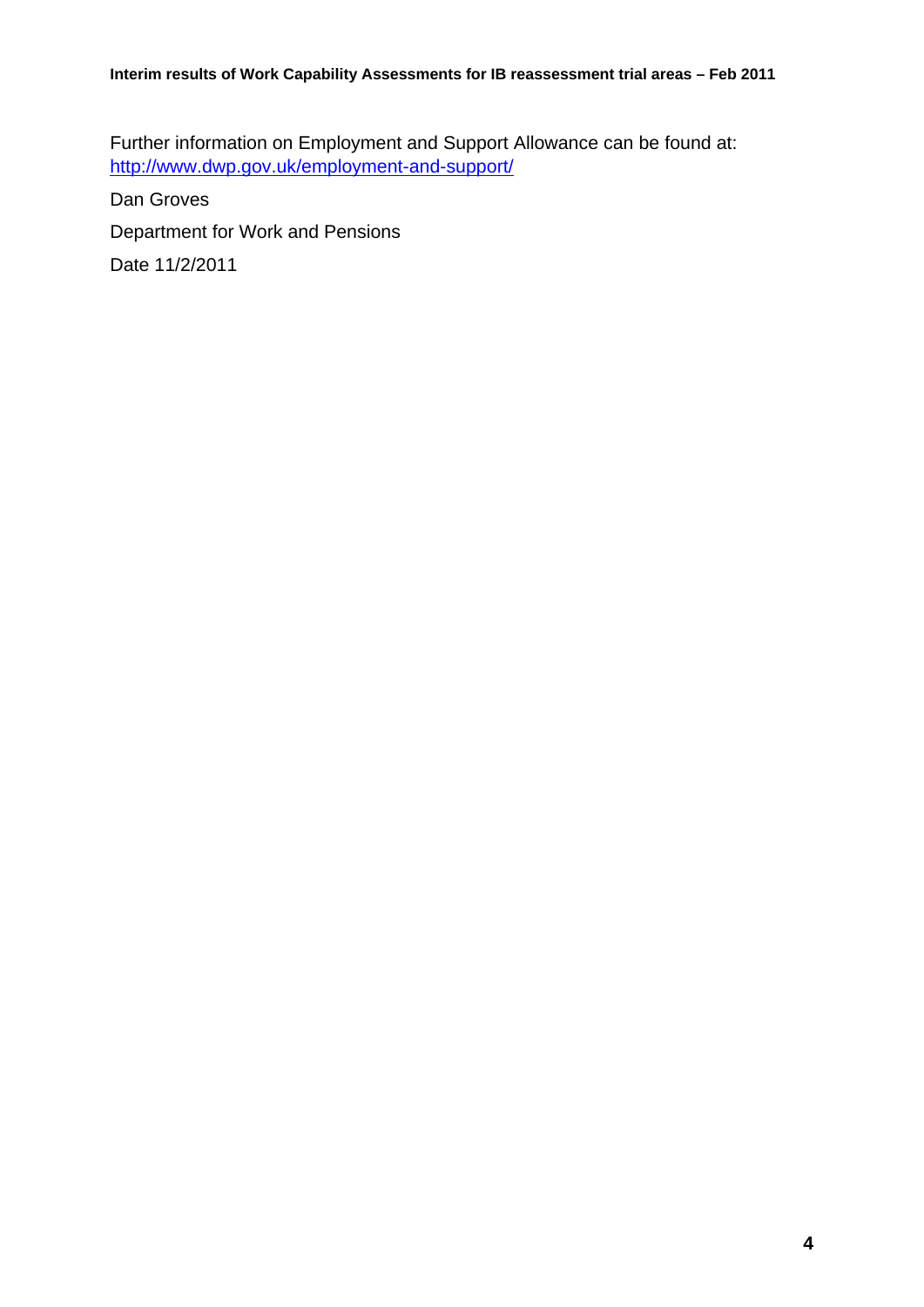Further information on Employment and Support Allowance can be found at: [http://www.dwp.gov.uk/employment-and-support/](http://www.dwp.gov.uk/employment-and-support/)

Dan Groves

Department for Work and Pensions

Date 11/2/2011